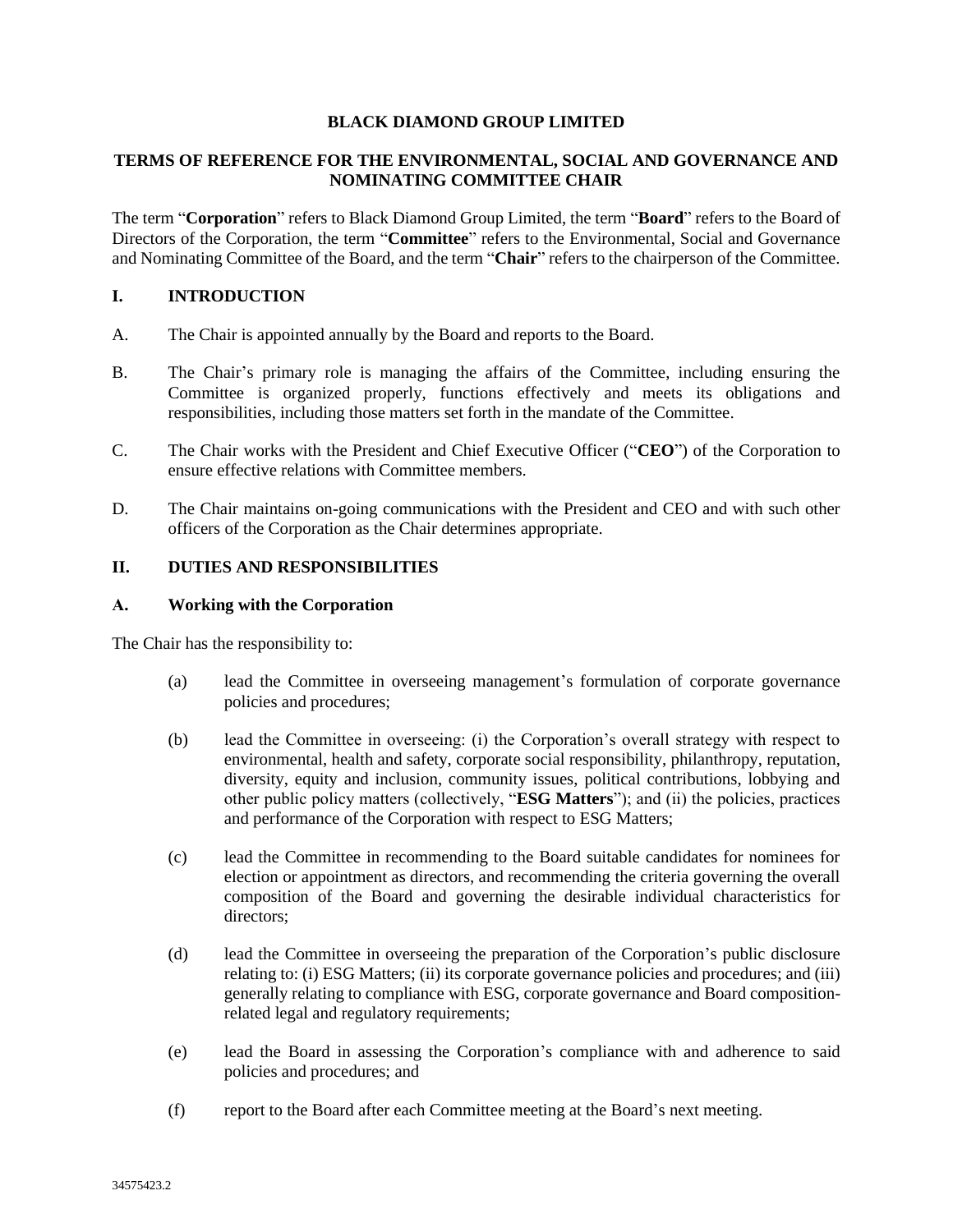# BLACK DIAMOND GROUP LIMITED

## TERMS OF REFERENCE FOR THE ENVIRONMENTAL, SOCIAL AND GOVERNANCE AND NOMINATING COMMITTEE CHAIR

The term "**Corporation**" refers to Black Diamond Group Limited, the term "**Board**" refers to the Board of Directors of the Corporation, the term "**Committee**" refers to the Environmental, Social and Governance and Nominating Committee of the Board, and the term "**Chair**" refers to the chairperson of the Committee.

## I. INTRODUCTION

A. The Chair is appointed annually by the Board and reports to the Board.

B. The Chair's primary role is managing the affairs of the Committee, including ensuring the Committee is organized properly, functions effectively and meets its obligations and responsibilities, including those matters set forth in the mandate of the Committee.

C. The Chair works with the President and Chief Executive Officer ("**CEO**") of the Corporation to ensure effective relations with Committee members.

D. The Chair maintains on-going communications with the President and CEO and with such other officers of the Corporation as the Chair determines appropriate.

## II. DUTIES AND RESPONSIBILITIES

### A. Working with the Corporation

The Chair has the responsibility to:

(a) lead the Committee in overseeing management's formulation of corporate governance policies and procedures;

(b) lead the Committee in overseeing: (i) the Corporation's overall strategy with respect to environmental, health and safety, corporate social responsibility, philanthropy, reputation, diversity, equity and inclusion, community issues, political contributions, lobbying and other public policy matters (collectively, "**ESG Matters**"); and (ii) the policies, practices and performance of the Corporation with respect to ESG Matters;

(c) lead the Committee in recommending to the Board suitable candidates for nominees for election or appointment as directors, and recommending the criteria governing the overall composition of the Board and governing the desirable individual characteristics for directors;

(d) lead the Committee in overseeing the preparation of the Corporation's public disclosure relating to: (i) ESG Matters; (ii) its corporate governance policies and procedures; and (iii) generally relating to compliance with ESG, corporate governance and Board composition-related legal and regulatory requirements;

(e) lead the Board in assessing the Corporation's compliance with and adherence to said policies and procedures; and

(f) report to the Board after each Committee meeting at the Board's next meeting.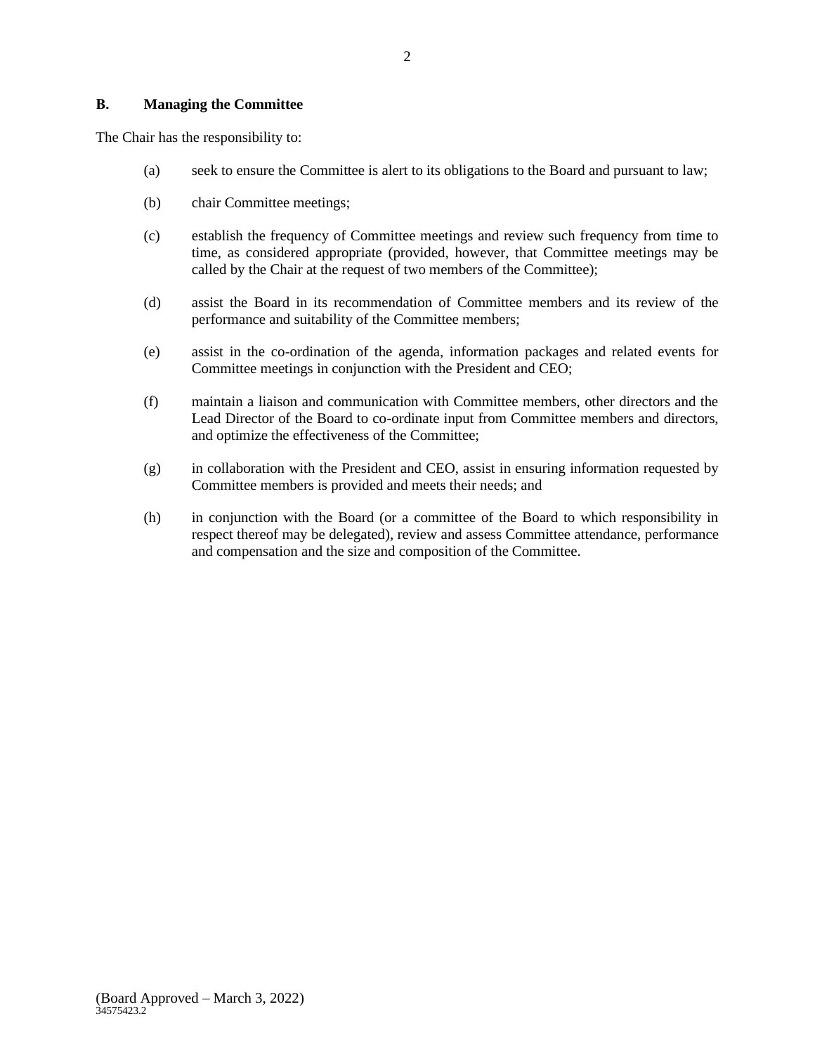## B. Managing the Committee

The Chair has the responsibility to:

(a) seek to ensure the Committee is alert to its obligations to the Board and pursuant to law;

(b) chair Committee meetings;

(c) establish the frequency of Committee meetings and review such frequency from time to time, as considered appropriate (provided, however, that Committee meetings may be called by the Chair at the request of two members of the Committee);

(d) assist the Board in its recommendation of Committee members and its review of the performance and suitability of the Committee members;

(e) assist in the co-ordination of the agenda, information packages and related events for Committee meetings in conjunction with the President and CEO;

(f) maintain a liaison and communication with Committee members, other directors and the Lead Director of the Board to co-ordinate input from Committee members and directors, and optimize the effectiveness of the Committee;

(g) in collaboration with the President and CEO, assist in ensuring information requested by Committee members is provided and meets their needs; and

(h) in conjunction with the Board (or a committee of the Board to which responsibility in respect thereof may be delegated), review and assess Committee attendance, performance and compensation and the size and composition of the Committee.

(Board Approved – March 3, 2022)
34575423.2